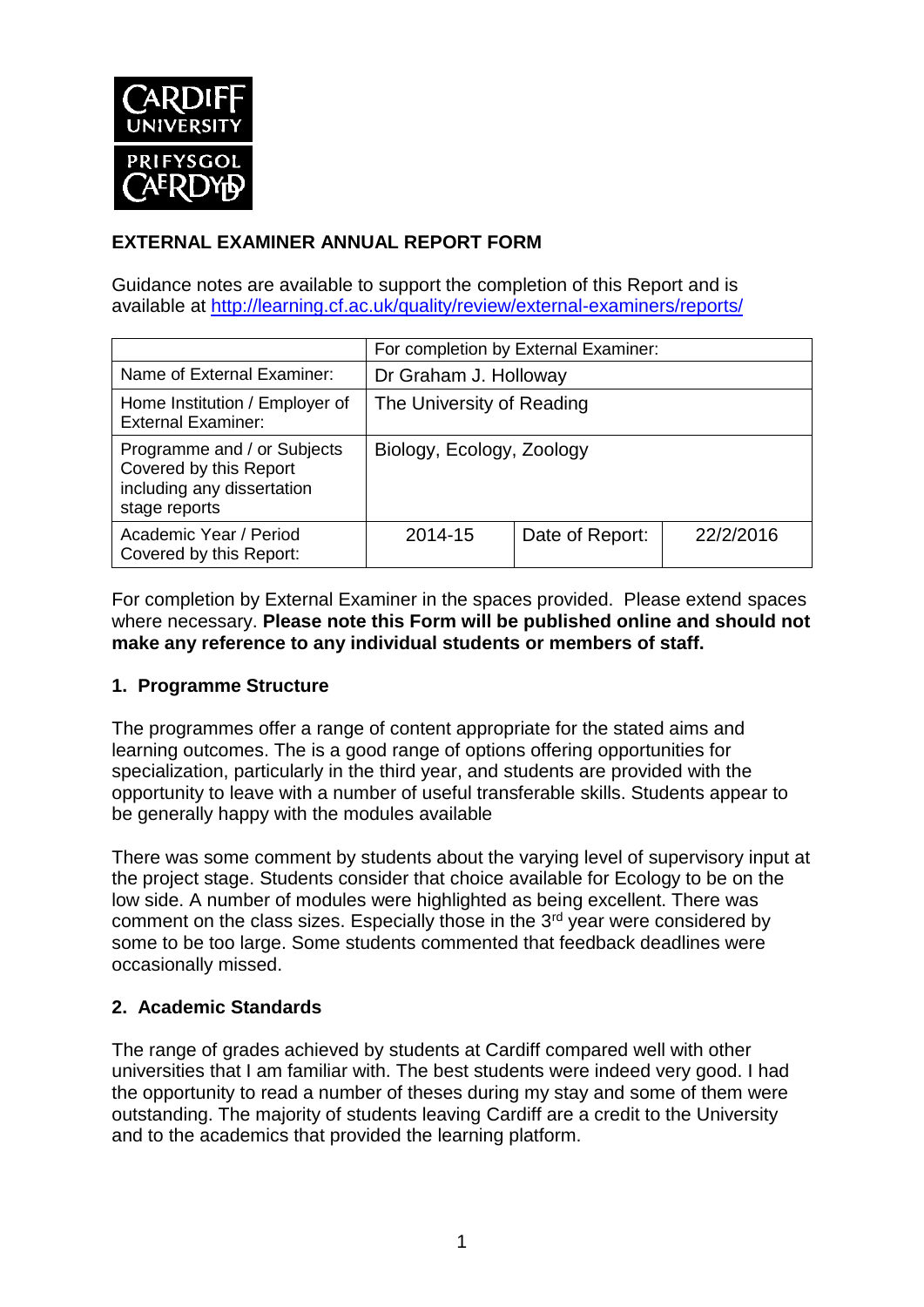CARDIFF UNIVERSITY
PRIFYSGOL CAERDYḌ

**EXTERNAL EXAMINER ANNUAL REPORT FORM**

Guidance notes are available to support the completion of this Report and is available at http://learning.cf.ac.uk/quality/review/external-examiners/reports/

| | For completion by External Examiner: | | |
|---|---|---|---|
| Name of External Examiner: | Dr Graham J. Holloway | | |
| Home Institution / Employer of External Examiner: | The University of Reading | | |
| Programme and / or Subjects Covered by this Report including any dissertation stage reports | Biology, Ecology, Zoology | | |
| Academic Year / Period Covered by this Report: | 2014-15 | Date of Report: | 22/2/2016 |

For completion by External Examiner in the spaces provided. Please extend spaces where necessary. **Please note this Form will be published online and should not make any reference to any individual students or members of staff.**

## 1. Programme Structure

The programmes offer a range of content appropriate for the stated aims and learning outcomes. The is a good range of options offering opportunities for specialization, particularly in the third year, and students are provided with the opportunity to leave with a number of useful transferable skills. Students appear to be generally happy with the modules available

There was some comment by students about the varying level of supervisory input at the project stage. Students consider that choice available for Ecology to be on the low side. A number of modules were highlighted as being excellent. There was comment on the class sizes. Especially those in the 3rd year were considered by some to be too large. Some students commented that feedback deadlines were occasionally missed.

## 2. Academic Standards

The range of grades achieved by students at Cardiff compared well with other universities that I am familiar with. The best students were indeed very good. I had the opportunity to read a number of theses during my stay and some of them were outstanding. The majority of students leaving Cardiff are a credit to the University and to the academics that provided the learning platform.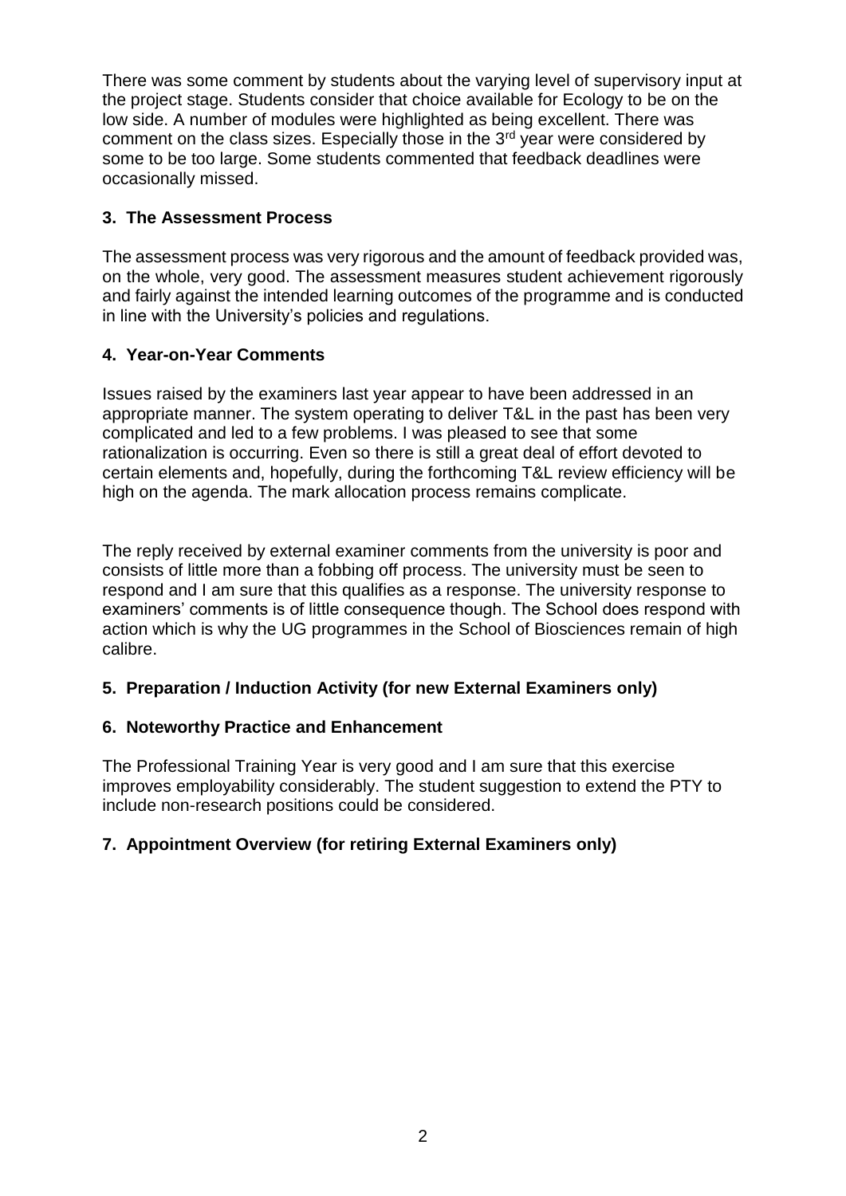There was some comment by students about the varying level of supervisory input at the project stage. Students consider that choice available for Ecology to be on the low side. A number of modules were highlighted as being excellent. There was comment on the class sizes. Especially those in the 3rd year were considered by some to be too large. Some students commented that feedback deadlines were occasionally missed.

## 3. The Assessment Process

The assessment process was very rigorous and the amount of feedback provided was, on the whole, very good. The assessment measures student achievement rigorously and fairly against the intended learning outcomes of the programme and is conducted in line with the University's policies and regulations.

## 4. Year-on-Year Comments

Issues raised by the examiners last year appear to have been addressed in an appropriate manner. The system operating to deliver T&L in the past has been very complicated and led to a few problems. I was pleased to see that some rationalization is occurring. Even so there is still a great deal of effort devoted to certain elements and, hopefully, during the forthcoming T&L review efficiency will be high on the agenda. The mark allocation process remains complicate.

The reply received by external examiner comments from the university is poor and consists of little more than a fobbing off process. The university must be seen to respond and I am sure that this qualifies as a response. The university response to examiners' comments is of little consequence though. The School does respond with action which is why the UG programmes in the School of Biosciences remain of high calibre.

## 5. Preparation / Induction Activity (for new External Examiners only)

## 6. Noteworthy Practice and Enhancement

The Professional Training Year is very good and I am sure that this exercise improves employability considerably. The student suggestion to extend the PTY to include non-research positions could be considered.

## 7. Appointment Overview (for retiring External Examiners only)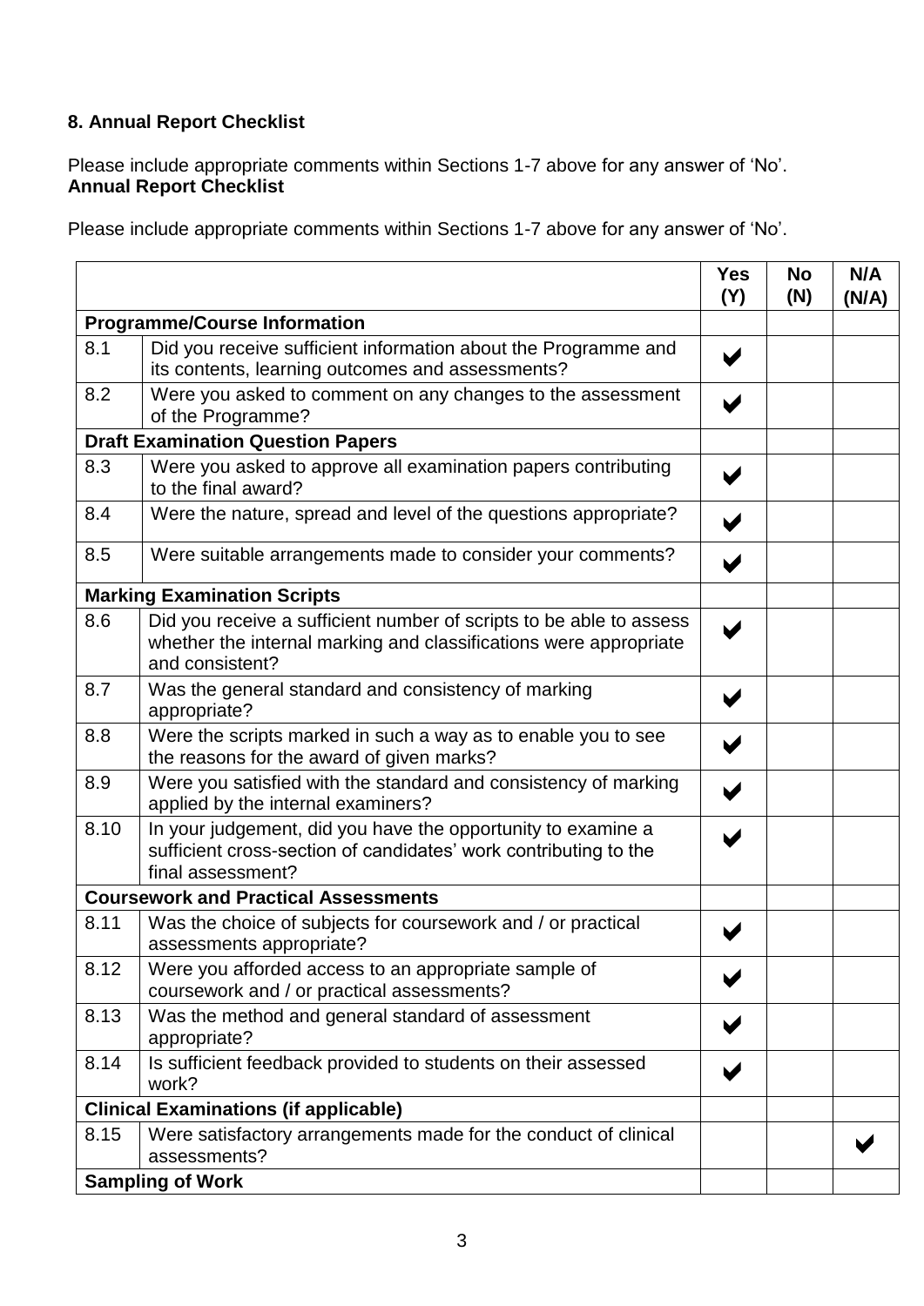### 8. Annual Report Checklist

Please include appropriate comments within Sections 1-7 above for any answer of 'No'.
**Annual Report Checklist**

Please include appropriate comments within Sections 1-7 above for any answer of 'No'.

| | | Yes (Y) | No (N) | N/A (N/A) |
|---|---|---|---|---|
| **Programme/Course Information** | | | | |
| 8.1 | Did you receive sufficient information about the Programme and its contents, learning outcomes and assessments? | ✔ | | |
| 8.2 | Were you asked to comment on any changes to the assessment of the Programme? | ✔ | | |
| **Draft Examination Question Papers** | | | | |
| 8.3 | Were you asked to approve all examination papers contributing to the final award? | ✔ | | |
| 8.4 | Were the nature, spread and level of the questions appropriate? | ✔ | | |
| 8.5 | Were suitable arrangements made to consider your comments? | ✔ | | |
| **Marking Examination Scripts** | | | | |
| 8.6 | Did you receive a sufficient number of scripts to be able to assess whether the internal marking and classifications were appropriate and consistent? | ✔ | | |
| 8.7 | Was the general standard and consistency of marking appropriate? | ✔ | | |
| 8.8 | Were the scripts marked in such a way as to enable you to see the reasons for the award of given marks? | ✔ | | |
| 8.9 | Were you satisfied with the standard and consistency of marking applied by the internal examiners? | ✔ | | |
| 8.10 | In your judgement, did you have the opportunity to examine a sufficient cross-section of candidates' work contributing to the final assessment? | ✔ | | |
| **Coursework and Practical Assessments** | | | | |
| 8.11 | Was the choice of subjects for coursework and / or practical assessments appropriate? | ✔ | | |
| 8.12 | Were you afforded access to an appropriate sample of coursework and / or practical assessments? | ✔ | | |
| 8.13 | Was the method and general standard of assessment appropriate? | ✔ | | |
| 8.14 | Is sufficient feedback provided to students on their assessed work? | ✔ | | |
| **Clinical Examinations (if applicable)** | | | | |
| 8.15 | Were satisfactory arrangements made for the conduct of clinical assessments? | | | ✔ |
| **Sampling of Work** | | | | |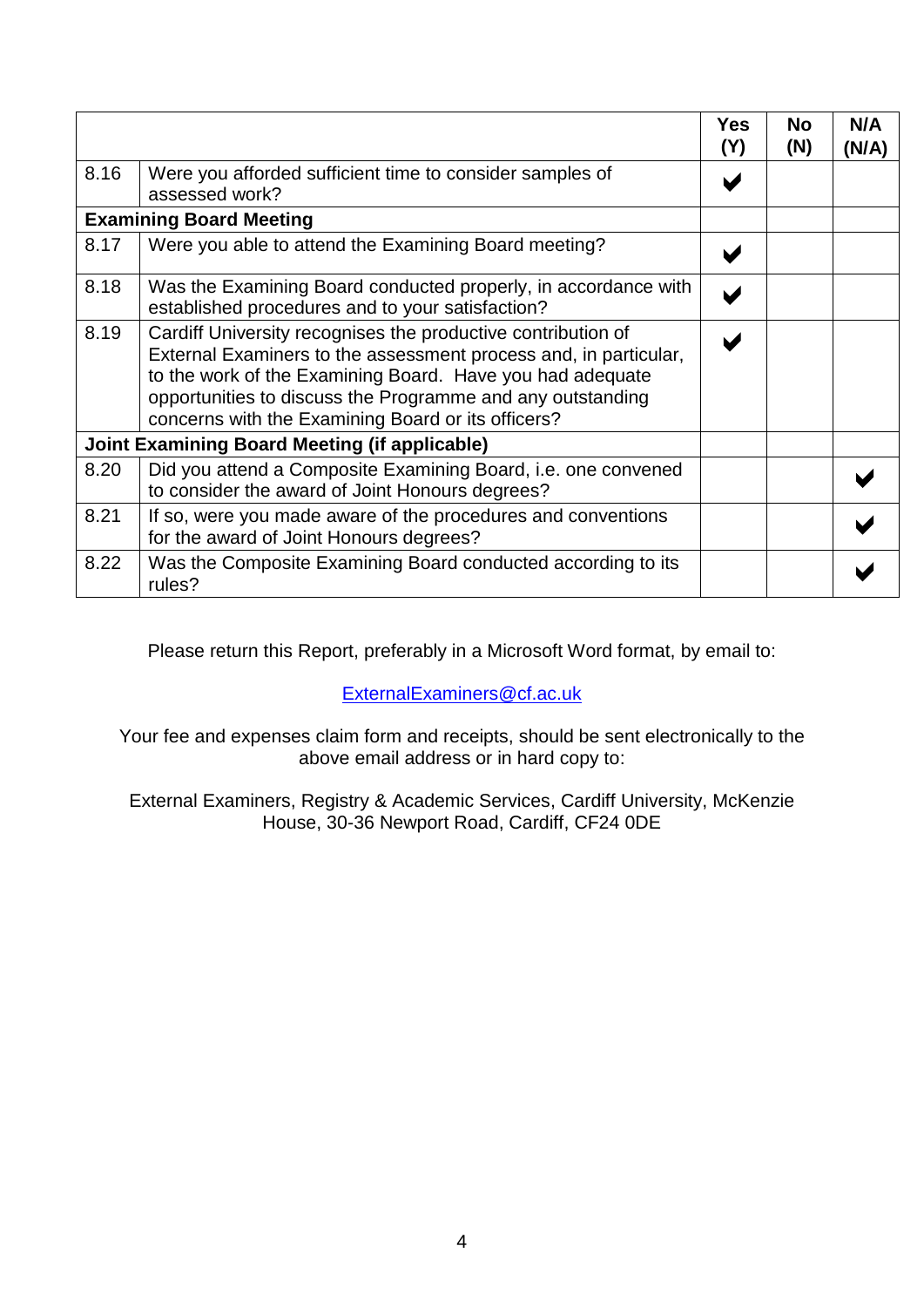| | | Yes (Y) | No (N) | N/A (N/A) |
|---|---|---|---|---|
| 8.16 | Were you afforded sufficient time to consider samples of assessed work? | ✔ | | |
| **Examining Board Meeting** | | | | |
| 8.17 | Were you able to attend the Examining Board meeting? | ✔ | | |
| 8.18 | Was the Examining Board conducted properly, in accordance with established procedures and to your satisfaction? | ✔ | | |
| 8.19 | Cardiff University recognises the productive contribution of External Examiners to the assessment process and, in particular, to the work of the Examining Board. Have you had adequate opportunities to discuss the Programme and any outstanding concerns with the Examining Board or its officers? | ✔ | | |
| **Joint Examining Board Meeting (if applicable)** | | | | |
| 8.20 | Did you attend a Composite Examining Board, i.e. one convened to consider the award of Joint Honours degrees? | | | ✔ |
| 8.21 | If so, were you made aware of the procedures and conventions for the award of Joint Honours degrees? | | | ✔ |
| 8.22 | Was the Composite Examining Board conducted according to its rules? | | | ✔ |

Please return this Report, preferably in a Microsoft Word format, by email to:

ExternalExaminers@cf.ac.uk

Your fee and expenses claim form and receipts, should be sent electronically to the above email address or in hard copy to:

External Examiners, Registry & Academic Services, Cardiff University, McKenzie House, 30-36 Newport Road, Cardiff, CF24 0DE